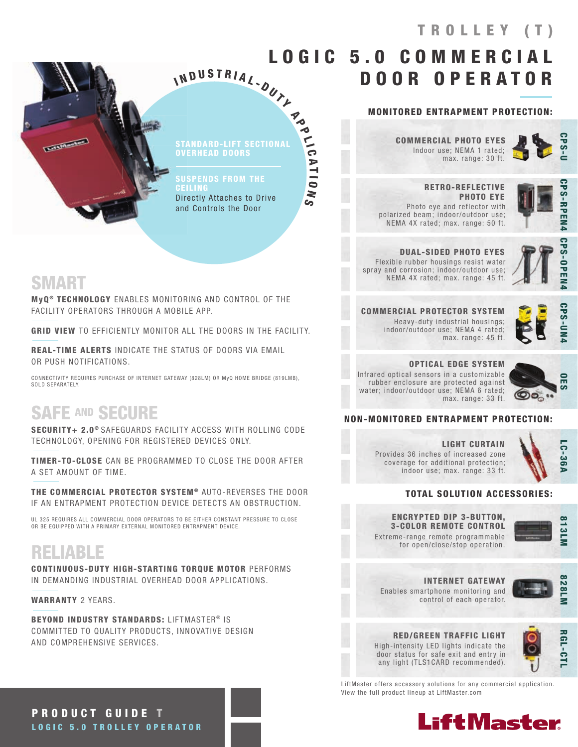# TROLLEY (T)

# LOGIC 5.0 COMMERCIAL DOOR OPERATOR

INDUSTRIAL-DUTY APPLICATIONS

**STANDARD-LIFT SECTIONAL OVERHEAD DOORS**

**SUSPENDS FROM THE CEILING**
Directly Attaches to Drive and Controls the Door

## SMART

**MyQ® TECHNOLOGY** ENABLES MONITORING AND CONTROL OF THE FACILITY OPERATORS THROUGH A MOBILE APP.

**GRID VIEW** TO EFFICIENTLY MONITOR ALL THE DOORS IN THE FACILITY.

**REAL-TIME ALERTS** INDICATE THE STATUS OF DOORS VIA EMAIL OR PUSH NOTIFICATIONS.

CONNECTIVITY REQUIRES PURCHASE OF INTERNET GATEWAY (828LM) OR MyQ HOME BRIDGE (819LMB), SOLD SEPARATELY.

## SAFE AND SECURE

**SECURITY+ 2.0®** SAFEGUARDS FACILITY ACCESS WITH ROLLING CODE TECHNOLOGY, OPENING FOR REGISTERED DEVICES ONLY.

**TIMER-TO-CLOSE** CAN BE PROGRAMMED TO CLOSE THE DOOR AFTER A SET AMOUNT OF TIME.

**THE COMMERCIAL PROTECTOR SYSTEM®** AUTO-REVERSES THE DOOR IF AN ENTRAPMENT PROTECTION DEVICE DETECTS AN OBSTRUCTION.

UL 325 REQUIRES ALL COMMERCIAL DOOR OPERATORS TO BE EITHER CONSTANT PRESSURE TO CLOSE OR BE EQUIPPED WITH A PRIMARY EXTERNAL MONITORED ENTRAPMENT DEVICE.

## RELIABLE

**CONTINUOUS-DUTY HIGH-STARTING TORQUE MOTOR** PERFORMS IN DEMANDING INDUSTRIAL OVERHEAD DOOR APPLICATIONS.

**WARRANTY** 2 YEARS.

**BEYOND INDUSTRY STANDARDS:** LIFTMASTER® IS COMMITTED TO QUALITY PRODUCTS, INNOVATIVE DESIGN AND COMPREHENSIVE SERVICES.

## MONITORED ENTRAPMENT PROTECTION:

**COMMERCIAL PHOTO EYES** (CPS-U)
Indoor use; NEMA 1 rated; max. range: 30 ft.

**RETRO-REFLECTIVE PHOTO EYE** (CPS-RPEN4)
Photo eye and reflector with polarized beam; indoor/outdoor use; NEMA 4X rated; max. range: 50 ft.

**DUAL-SIDED PHOTO EYES** (CPS-OPEN4)
Flexible rubber housings resist water spray and corrosion; indoor/outdoor use; NEMA 4X rated; max. range: 45 ft.

**COMMERCIAL PROTECTOR SYSTEM** (CPS-UN4)
Heavy-duty industrial housings; indoor/outdoor use; NEMA 4 rated; max. range: 45 ft.

**OPTICAL EDGE SYSTEM** (OES)
Infrared optical sensors in a customizable rubber enclosure are protected against water; indoor/outdoor use; NEMA 6 rated; max. range: 33 ft.

## NON-MONITORED ENTRAPMENT PROTECTION:

**LIGHT CURTAIN** (LC-36A)
Provides 36 inches of increased zone coverage for additional protection; indoor use; max. range: 33 ft.

## TOTAL SOLUTION ACCESSORIES:

**ENCRYPTED DIP 3-BUTTON, 3-COLOR REMOTE CONTROL** (813LM)
Extreme-range remote programmable for open/close/stop operation.

**INTERNET GATEWAY** (828LM)
Enables smartphone monitoring and control of each operator.

**RED/GREEN TRAFFIC LIGHT** (RGL-CTL)
High-intensity LED lights indicate the door status for safe exit and entry in any light (TLS1CARD recommended).

LiftMaster offers accessory solutions for any commercial application. View the full product lineup at LiftMaster.com

**PRODUCT GUIDE T**
**LOGIC 5.0 TROLLEY OPERATOR**

LiftMaster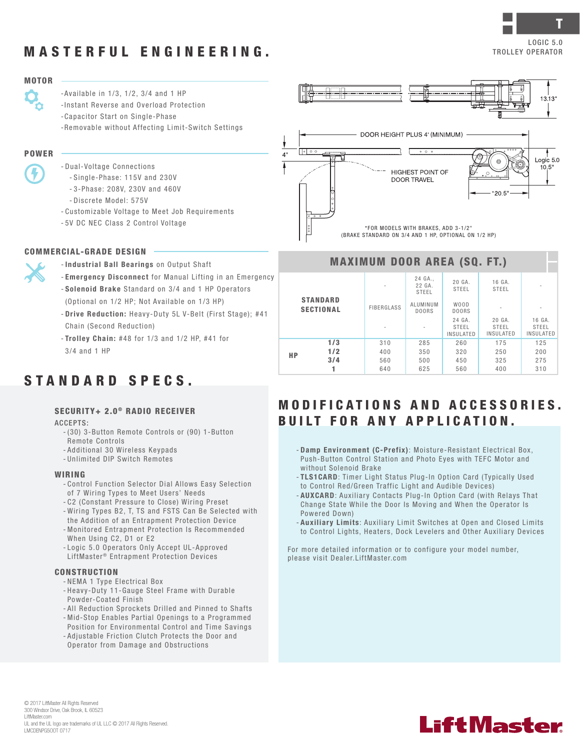# MASTERFUL ENGINEERING.

LOGIC 5.0
TROLLEY OPERATOR

### MOTOR

- Available in 1/3, 1/2, 3/4 and 1 HP
- Instant Reverse and Overload Protection
- Capacitor Start on Single-Phase
- Removable without Affecting Limit-Switch Settings

### POWER

- Dual-Voltage Connections
  - Single-Phase: 115V and 230V
  - 3-Phase: 208V, 230V and 460V
  - Discrete Model: 575V
- Customizable Voltage to Meet Job Requirements
- 5V DC NEC Class 2 Control Voltage

### COMMERCIAL-GRADE DESIGN

- **Industrial Ball Bearings** on Output Shaft
- **Emergency Disconnect** for Manual Lifting in an Emergency
- **Solenoid Brake** Standard on 3/4 and 1 HP Operators (Optional on 1/2 HP; Not Available on 1/3 HP)
- **Drive Reduction:** Heavy-Duty 5L V-Belt (First Stage); #41 Chain (Second Reduction)
- **Trolley Chain:** #48 for 1/3 and 1/2 HP, #41 for 3/4 and 1 HP

13.13"

4"

DOOR HEIGHT PLUS 4' (MINIMUM)

HIGHEST POINT OF DOOR TRAVEL

Logic 5.0
10.5"

*20.5"

*FOR MODELS WITH BRAKES, ADD 3-1/2"
(BRAKE STANDARD ON 3/4 AND 1 HP, OPTIONAL ON 1/2 HP)

## MAXIMUM DOOR AREA (SQ. FT.)

| STANDARD SECTIONAL | | - / FIBERGLASS / - | 24 GA., 22 GA. STEEL / ALUMINUM DOORS / - | 20 GA. STEEL / WOOD DOORS / 24 GA. STEEL INSULATED | 16 GA. STEEL / - / 20 GA. STEEL INSULATED | - / - / 16 GA. STEEL INSULATED |
|---|---|---|---|---|---|---|
| HP | 1/3 | 310 | 285 | 260 | 175 | 125 |
| | 1/2 | 400 | 350 | 320 | 250 | 200 |
| | 3/4 | 560 | 500 | 450 | 325 | 275 |
| | 1 | 640 | 625 | 560 | 400 | 310 |

# STANDARD SPECS.

### SECURITY+ 2.0® RADIO RECEIVER

ACCEPTS:
- (30) 3-Button Remote Controls or (90) 1-Button Remote Controls
- Additional 30 Wireless Keypads
- Unlimited DIP Switch Remotes

### WIRING

- Control Function Selector Dial Allows Easy Selection of 7 Wiring Types to Meet Users' Needs
- C2 (Constant Pressure to Close) Wiring Preset
- Wiring Types B2, T, TS and FSTS Can Be Selected with the Addition of an Entrapment Protection Device
- Monitored Entrapment Protection Is Recommended When Using C2, D1 or E2
- Logic 5.0 Operators Only Accept UL-Approved LiftMaster® Entrapment Protection Devices

### CONSTRUCTION

- NEMA 1 Type Electrical Box
- Heavy-Duty 11-Gauge Steel Frame with Durable Powder-Coated Finish
- All Reduction Sprockets Drilled and Pinned to Shafts
- Mid-Stop Enables Partial Openings to a Programmed Position for Environmental Control and Time Savings
- Adjustable Friction Clutch Protects the Door and Operator from Damage and Obstructions

# MODIFICATIONS AND ACCESSORIES. BUILT FOR ANY APPLICATION.

- **Damp Environment (C-Prefix)**: Moisture-Resistant Electrical Box, Push-Button Control Station and Photo Eyes with TEFC Motor and without Solenoid Brake
- **TLS1CARD**: Timer Light Status Plug-In Option Card (Typically Used to Control Red/Green Traffic Light and Audible Devices)
- **AUXCARD**: Auxiliary Contacts Plug-In Option Card (with Relays That Change State While the Door Is Moving and When the Operator Is Powered Down)
- **Auxiliary Limits**: Auxiliary Limit Switches at Open and Closed Limits to Control Lights, Heaters, Dock Levelers and Other Auxiliary Devices

For more detailed information or to configure your model number, please visit Dealer.LiftMaster.com

© 2017 LiftMaster All Rights Reserved
300 Windsor Drive, Oak Brook, IL 60523
LiftMaster.com
UL and the UL logo are trademarks of UL LLC © 2017 All Rights Reserved.
LMCDENPG5OOT 0717

LiftMaster®